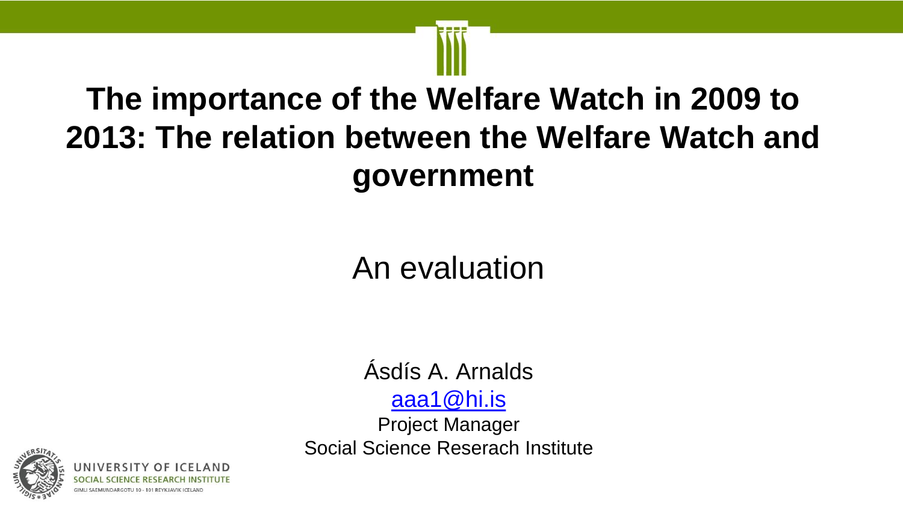# The importance of the Welfare Watch in 2009 to 2013: The relation between the Welfare Watch and government

## An evaluation

Ásdís A. Arnalds

aaa1@hi.is

Project Manager

Social Science Reserach Institute

UNIVERSITY OF ICELAND

SOCIAL SCIENCE RESEARCH INSTITUTE

GIMLI SAEMUNDARGOTU 10 - 101 REYKJAVIK ICELAND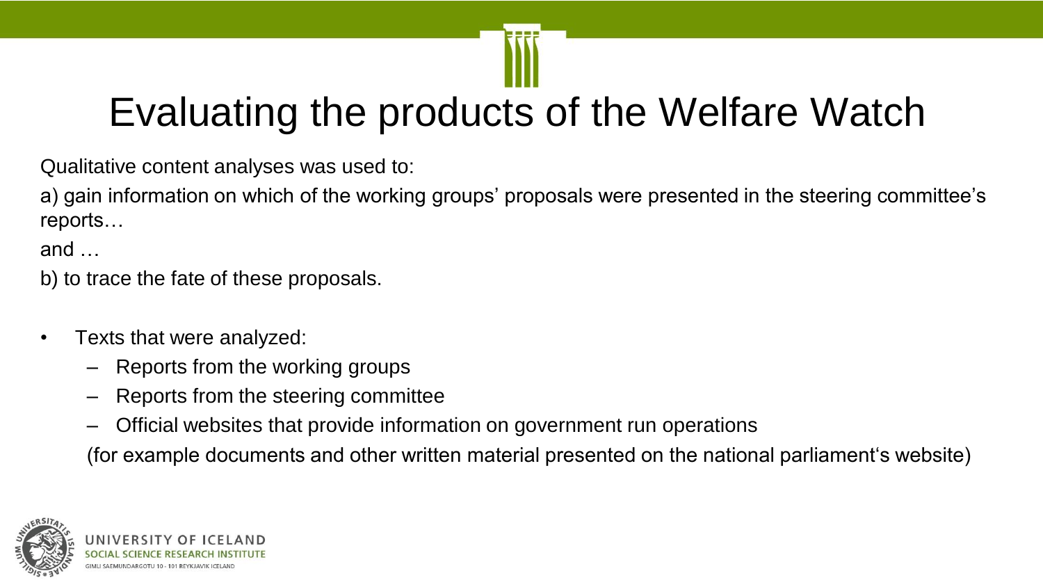# Evaluating the products of the Welfare Watch

Qualitative content analyses was used to:

a) gain information on which of the working groups' proposals were presented in the steering committee's reports…

and …

b) to trace the fate of these proposals.

- Texts that were analyzed:
  - Reports from the working groups
  - Reports from the steering committee
  - Official websites that provide information on government run operations

  (for example documents and other written material presented on the national parliament's website)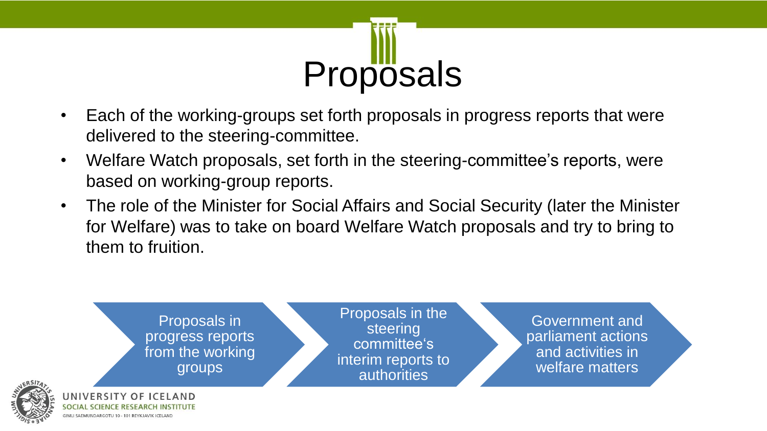# Proposals

- Each of the working-groups set forth proposals in progress reports that were delivered to the steering-committee.
- Welfare Watch proposals, set forth in the steering-committee's reports, were based on working-group reports.
- The role of the Minister for Social Affairs and Social Security (later the Minister for Welfare) was to take on board Welfare Watch proposals and try to bring to them to fruition.

Proposals in progress reports from the working groups → Proposals in the steering committee's interim reports to authorities → Government and parliament actions and activities in welfare matters

UNIVERSITY OF ICELAND
SOCIAL SCIENCE RESEARCH INSTITUTE
GIMLI SAEMUNDARGOTU 10 - 101 REYKJAVIK ICELAND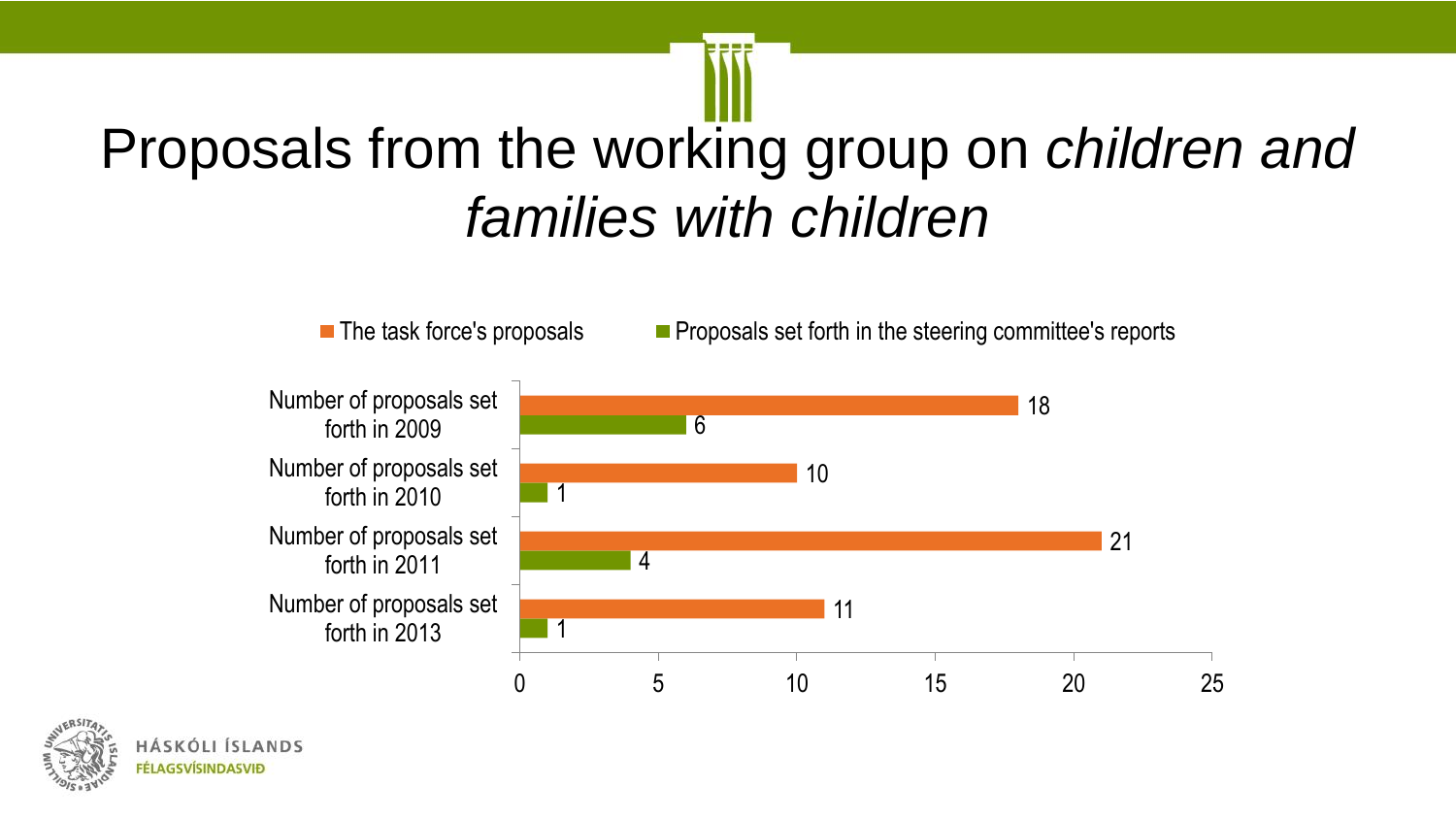# Proposals from the working group on *children and families with children*

| | The task force's proposals | Proposals set forth in the steering committee's reports |
|---|---|---|
| Number of proposals set forth in 2009 | 18 | 6 |
| Number of proposals set forth in 2010 | 10 | 1 |
| Number of proposals set forth in 2011 | 21 | 4 |
| Number of proposals set forth in 2013 | 11 | 1 |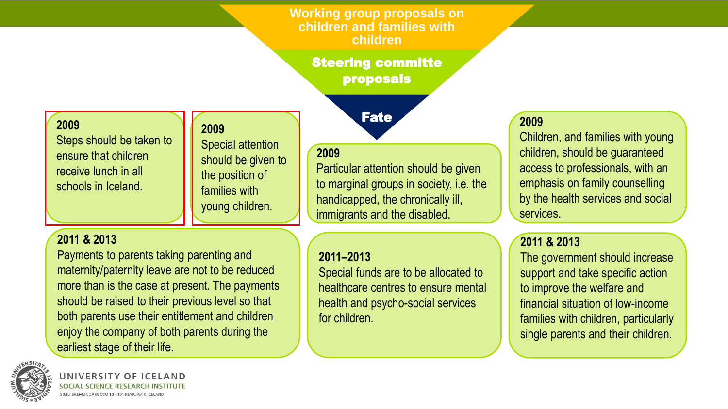# Working group proposals on children and families with children

## Steering committe proposals

### Fate

**2009**
Steps should be taken to ensure that children receive lunch in all schools in Iceland.

**2009**
Special attention should be given to the position of families with young children.

**2009**
Particular attention should be given to marginal groups in society, i.e. the handicapped, the chronically ill, immigrants and the disabled.

**2009**
Children, and families with young children, should be guaranteed access to professionals, with an emphasis on family counselling by the health services and social services.

**2011 & 2013**
Payments to parents taking parenting and maternity/paternity leave are not to be reduced more than is the case at present. The payments should be raised to their previous level so that both parents use their entitlement and children enjoy the company of both parents during the earliest stage of their life.

**2011–2013**
Special funds are to be allocated to healthcare centres to ensure mental health and psycho-social services for children.

**2011 & 2013**
The government should increase support and take specific action to improve the welfare and financial situation of low-income families with children, particularly single parents and their children.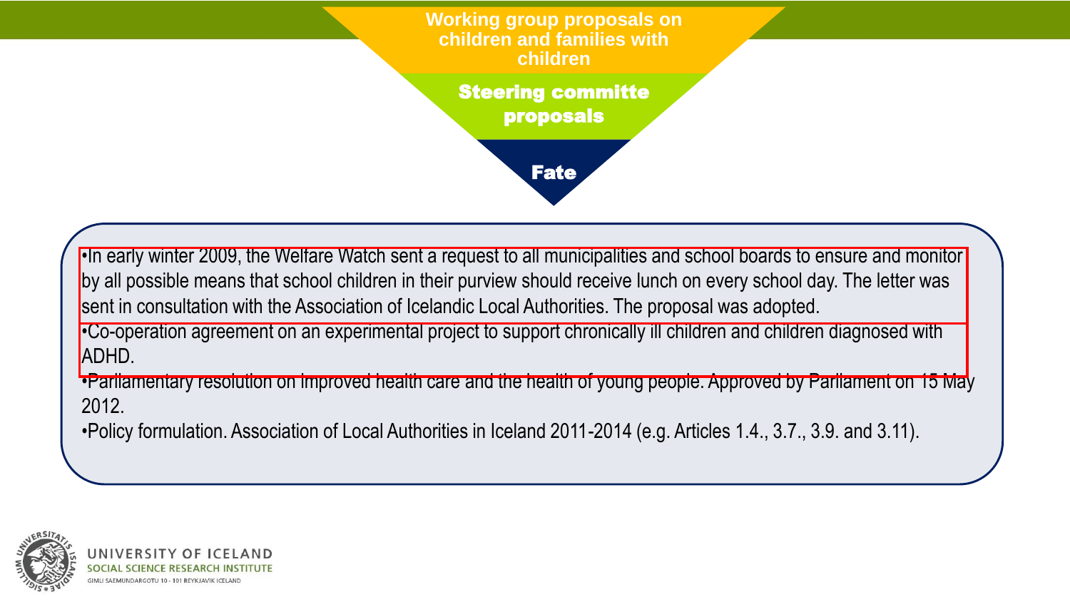**Working group proposals on children and families with children**

**Steering committe proposals**

**Fate**

- In early winter 2009, the Welfare Watch sent a request to all municipalities and school boards to ensure and monitor by all possible means that school children in their purview should receive lunch on every school day. The letter was sent in consultation with the Association of Icelandic Local Authorities. The proposal was adopted.
- Co-operation agreement on an experimental project to support chronically ill children and children diagnosed with ADHD.
- Parliamentary resolution on improved health care and the health of young people. Approved by Parliament on 15 May 2012.
- Policy formulation. Association of Local Authorities in Iceland 2011-2014 (e.g. Articles 1.4., 3.7., 3.9. and 3.11).

UNIVERSITY OF ICELAND
SOCIAL SCIENCE RESEARCH INSTITUTE
GIMLI SAEMUNDARGOTU 10 - 101 REYKJAVIK ICELAND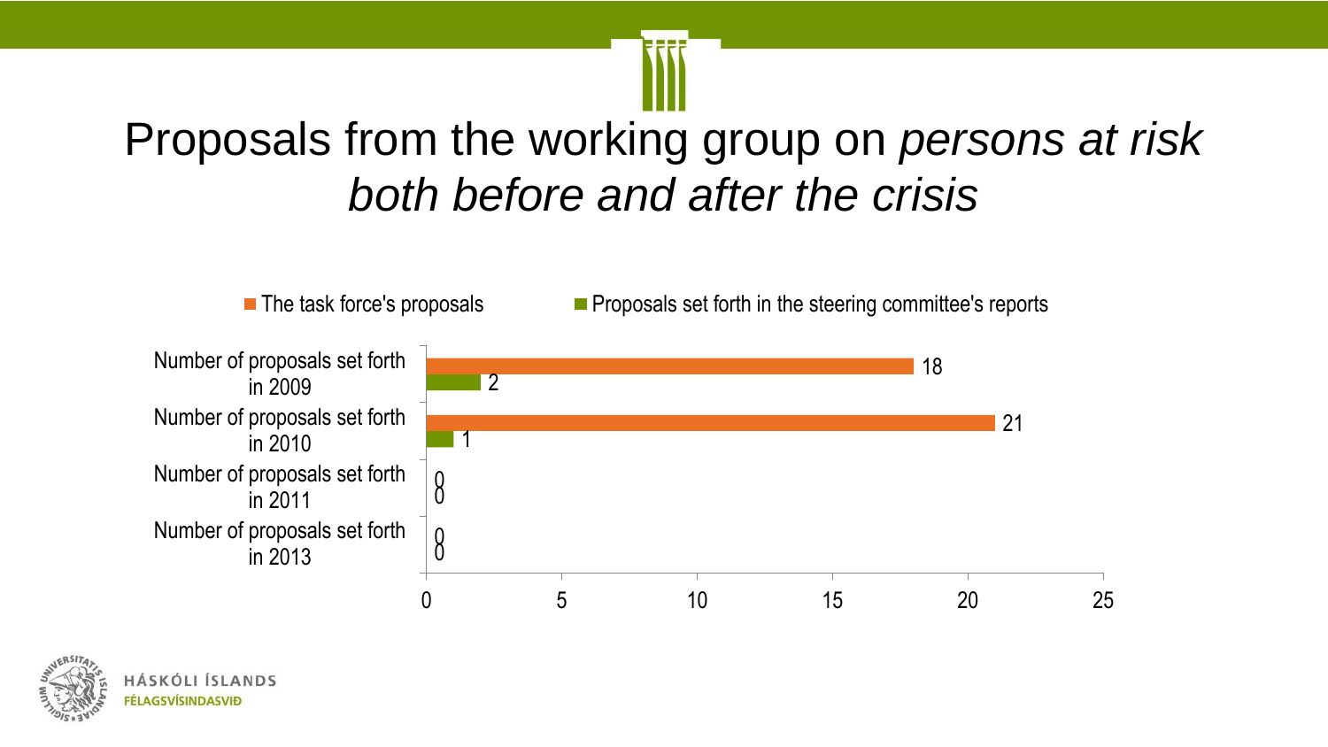# Proposals from the working group on *persons at risk both before and after the crisis*

| | The task force's proposals | Proposals set forth in the steering committee's reports |
|---|---|---|
| Number of proposals set forth in 2009 | 18 | 2 |
| Number of proposals set forth in 2010 | 21 | 1 |
| Number of proposals set forth in 2011 | 0 | 0 |
| Number of proposals set forth in 2013 | 0 | 0 |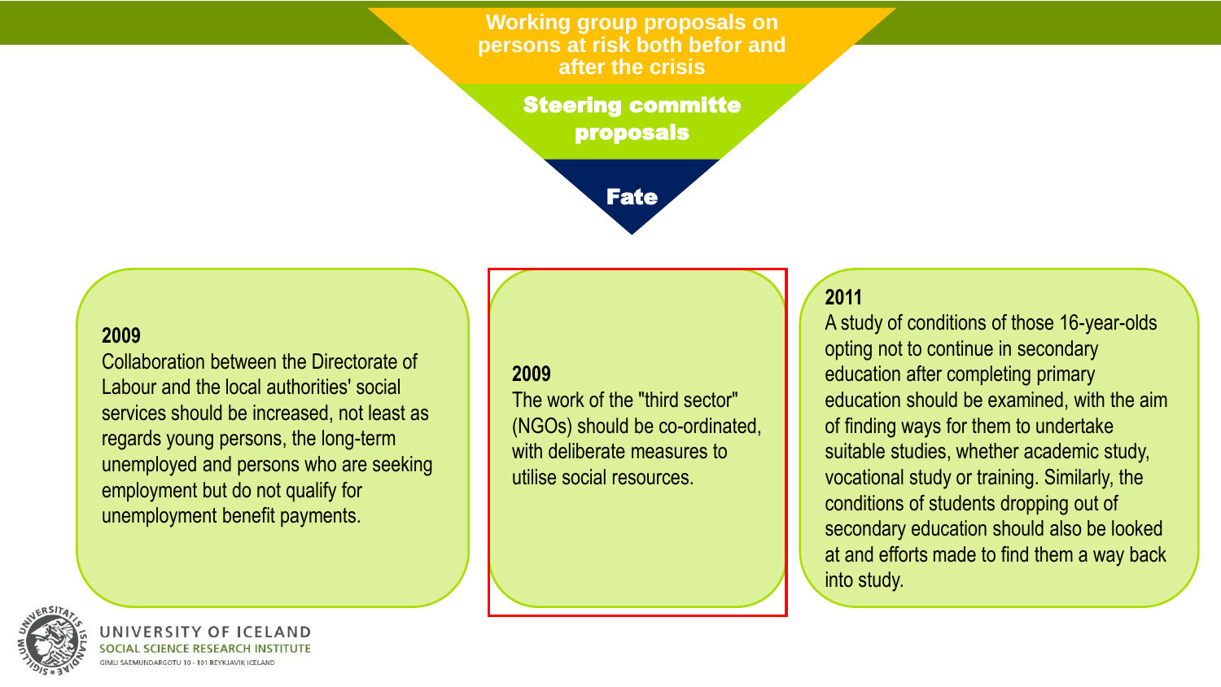**Working group proposals on persons at risk both befor and after the crisis**

**Steering committe proposals**

**Fate**

**2009**
Collaboration between the Directorate of Labour and the local authorities' social services should be increased, not least as regards young persons, the long-term unemployed and persons who are seeking employment but do not qualify for unemployment benefit payments.

**2009**
The work of the "third sector" (NGOs) should be co-ordinated, with deliberate measures to utilise social resources.

**2011**
A study of conditions of those 16-year-olds opting not to continue in secondary education after completing primary education should be examined, with the aim of finding ways for them to undertake suitable studies, whether academic study, vocational study or training. Similarly, the conditions of students dropping out of secondary education should also be looked at and efforts made to find them a way back into study.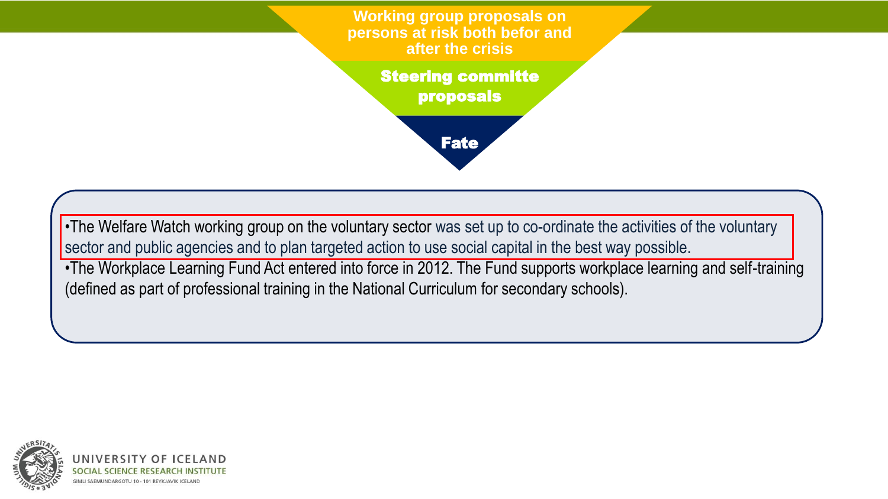Working group proposals on persons at risk both befor and after the crisis

Steering committe proposals

Fate

- The Welfare Watch working group on the voluntary sector was set up to co-ordinate the activities of the voluntary sector and public agencies and to plan targeted action to use social capital in the best way possible.
- The Workplace Learning Fund Act entered into force in 2012. The Fund supports workplace learning and self-training (defined as part of professional training in the National Curriculum for secondary schools).

UNIVERSITY OF ICELAND
SOCIAL SCIENCE RESEARCH INSTITUTE
GIMLI SAEMUNDARGOTU 10 - 101 REYKJAVIK ICELAND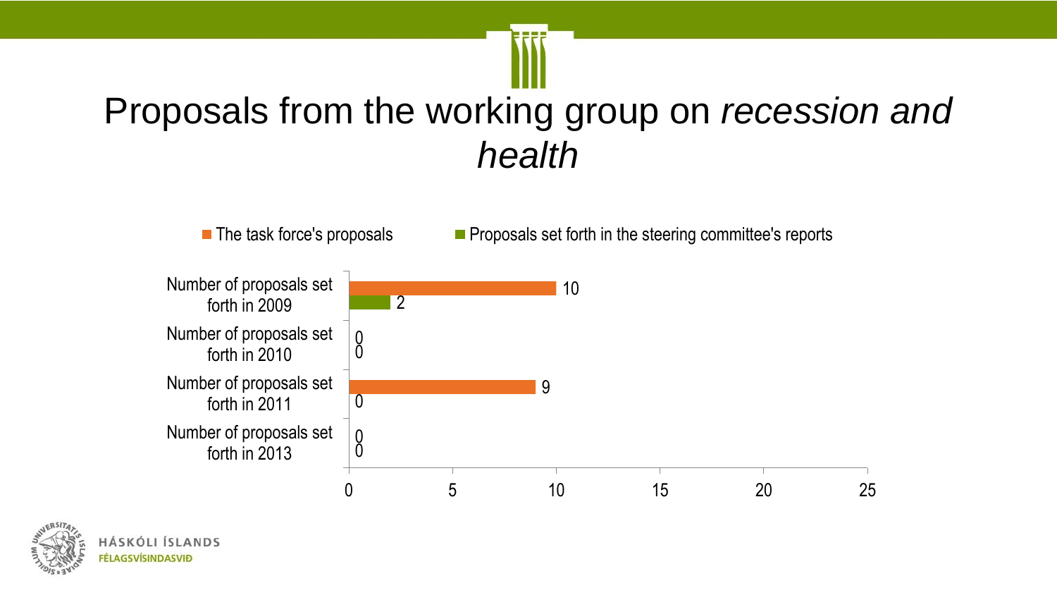# Proposals from the working group on *recession and health*

| | The task force's proposals | Proposals set forth in the steering committee's reports |
|---|---|---|
| Number of proposals set forth in 2009 | 10 | 2 |
| Number of proposals set forth in 2010 | 0 | 0 |
| Number of proposals set forth in 2011 | 9 | 0 |
| Number of proposals set forth in 2013 | 0 | 0 |

HÁSKÓLI ÍSLANDS
FÉLAGSVÍSINDASVIÐ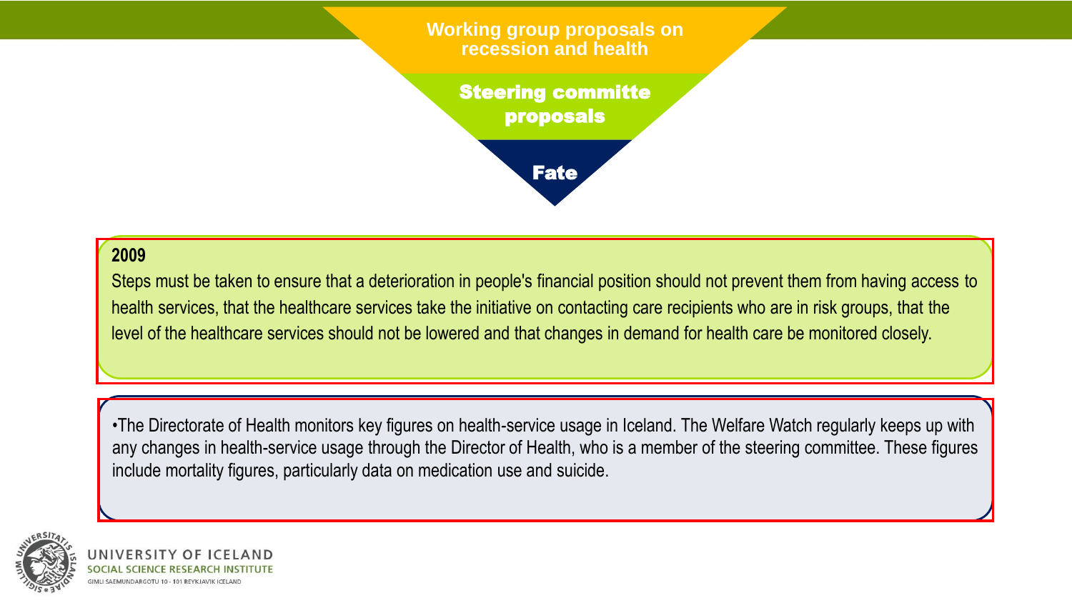**Working group proposals on recession and health**

**Steering committe proposals**

**Fate**

**2009**

Steps must be taken to ensure that a deterioration in people's financial position should not prevent them from having access to health services, that the healthcare services take the initiative on contacting care recipients who are in risk groups, that the level of the healthcare services should not be lowered and that changes in demand for health care be monitored closely.

- The Directorate of Health monitors key figures on health-service usage in Iceland. The Welfare Watch regularly keeps up with any changes in health-service usage through the Director of Health, who is a member of the steering committee. These figures include mortality figures, particularly data on medication use and suicide.

UNIVERSITY OF ICELAND
SOCIAL SCIENCE RESEARCH INSTITUTE
GIMLI SAEMUNDARGOTU 10 - 101 REYKJAVIK ICELAND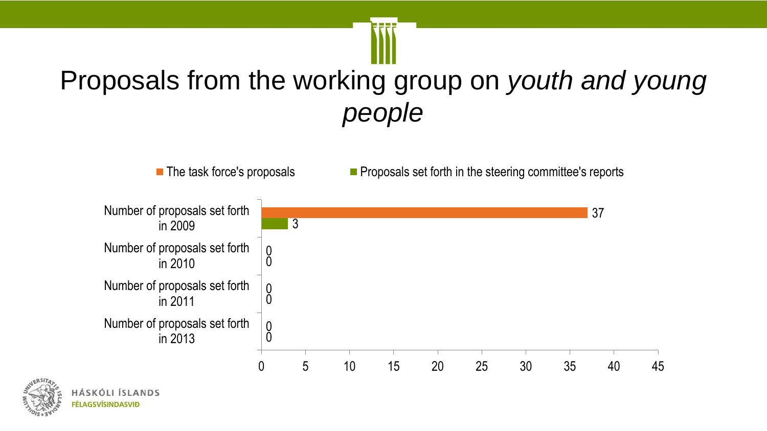# Proposals from the working group on *youth and young people*

| | The task force's proposals | Proposals set forth in the steering committee's reports |
|---|---|---|
| Number of proposals set forth in 2009 | 37 | 3 |
| Number of proposals set forth in 2010 | 0 | 0 |
| Number of proposals set forth in 2011 | 0 | 0 |
| Number of proposals set forth in 2013 | 0 | 0 |

HÁSKÓLI ÍSLANDS
FÉLAGSVÍSINDASVIÐ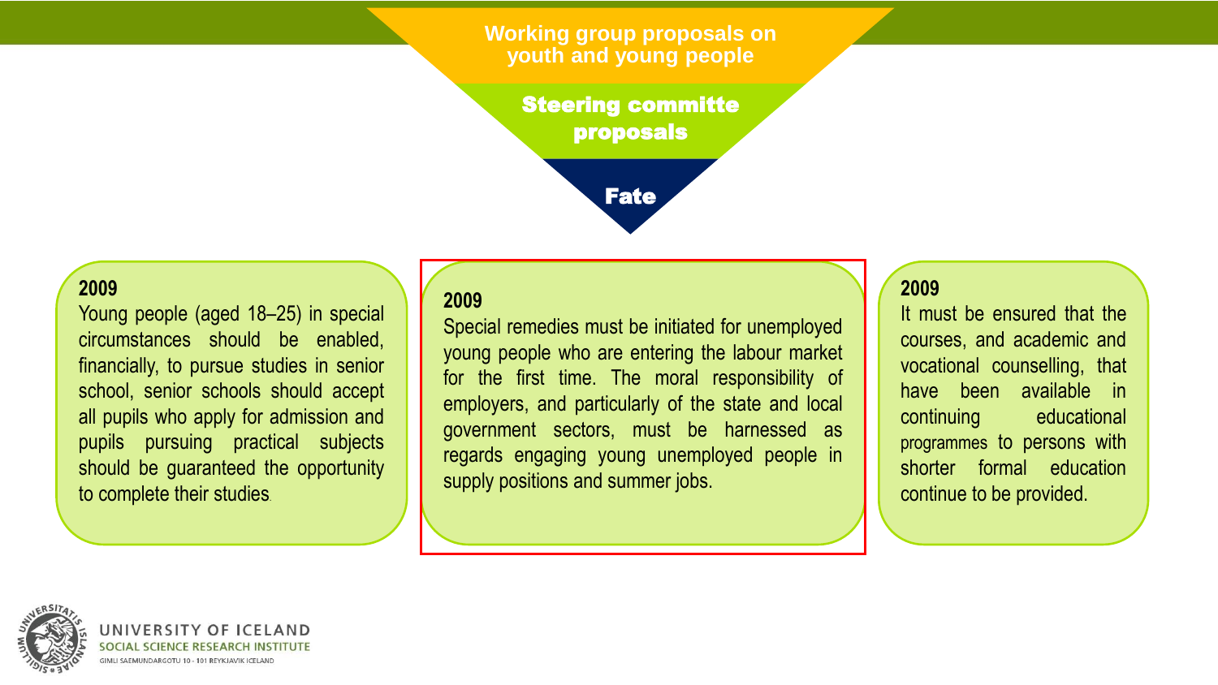**Working group proposals on youth and young people**

**Steering committe proposals**

**Fate**

**2009**
Young people (aged 18–25) in special circumstances should be enabled, financially, to pursue studies in senior school, senior schools should accept all pupils who apply for admission and pupils pursuing practical subjects should be guaranteed the opportunity to complete their studies.

**2009**
Special remedies must be initiated for unemployed young people who are entering the labour market for the first time. The moral responsibility of employers, and particularly of the state and local government sectors, must be harnessed as regards engaging young unemployed people in supply positions and summer jobs.

**2009**
It must be ensured that the courses, and academic and vocational counselling, that have been available in continuing educational programmes to persons with shorter formal education continue to be provided.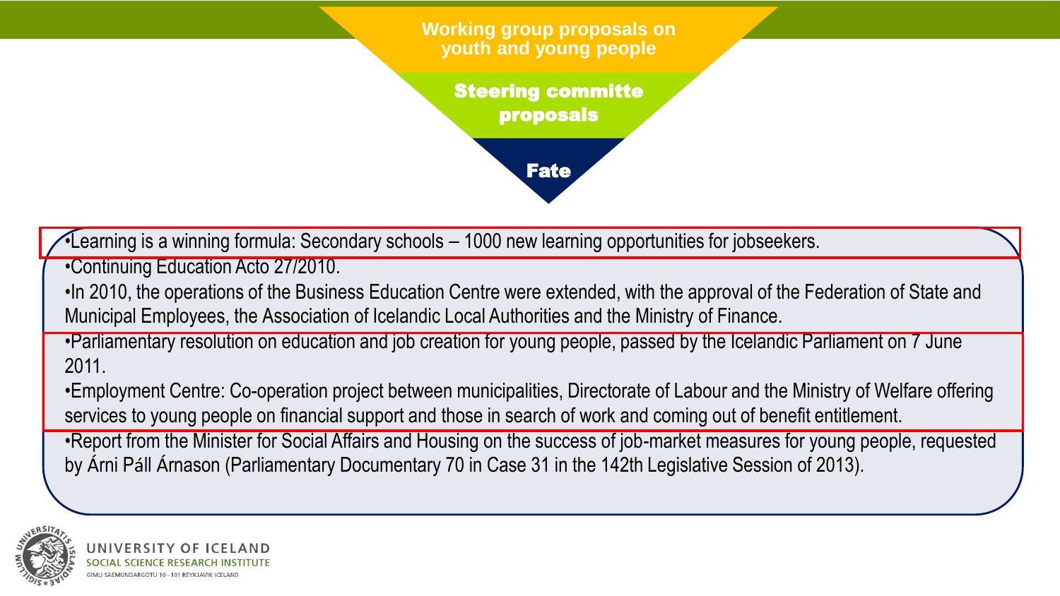Working group proposals on youth and young people

Steering committe proposals

Fate

- Learning is a winning formula: Secondary schools – 1000 new learning opportunities for jobseekers.
- Continuing Education Acto 27/2010.
- In 2010, the operations of the Business Education Centre were extended, with the approval of the Federation of State and Municipal Employees, the Association of Icelandic Local Authorities and the Ministry of Finance.
- Parliamentary resolution on education and job creation for young people, passed by the Icelandic Parliament on 7 June 2011.
- Employment Centre: Co-operation project between municipalities, Directorate of Labour and the Ministry of Welfare offering services to young people on financial support and those in search of work and coming out of benefit entitlement.
- Report from the Minister for Social Affairs and Housing on the success of job-market measures for young people, requested by Árni Páll Árnason (Parliamentary Documentary 70 in Case 31 in the 142th Legislative Session of 2013).

UNIVERSITY OF ICELAND
SOCIAL SCIENCE RESEARCH INSTITUTE
GIMLI SAEMUNDARGOTU 10 - 101 REYKJAVIK ICELAND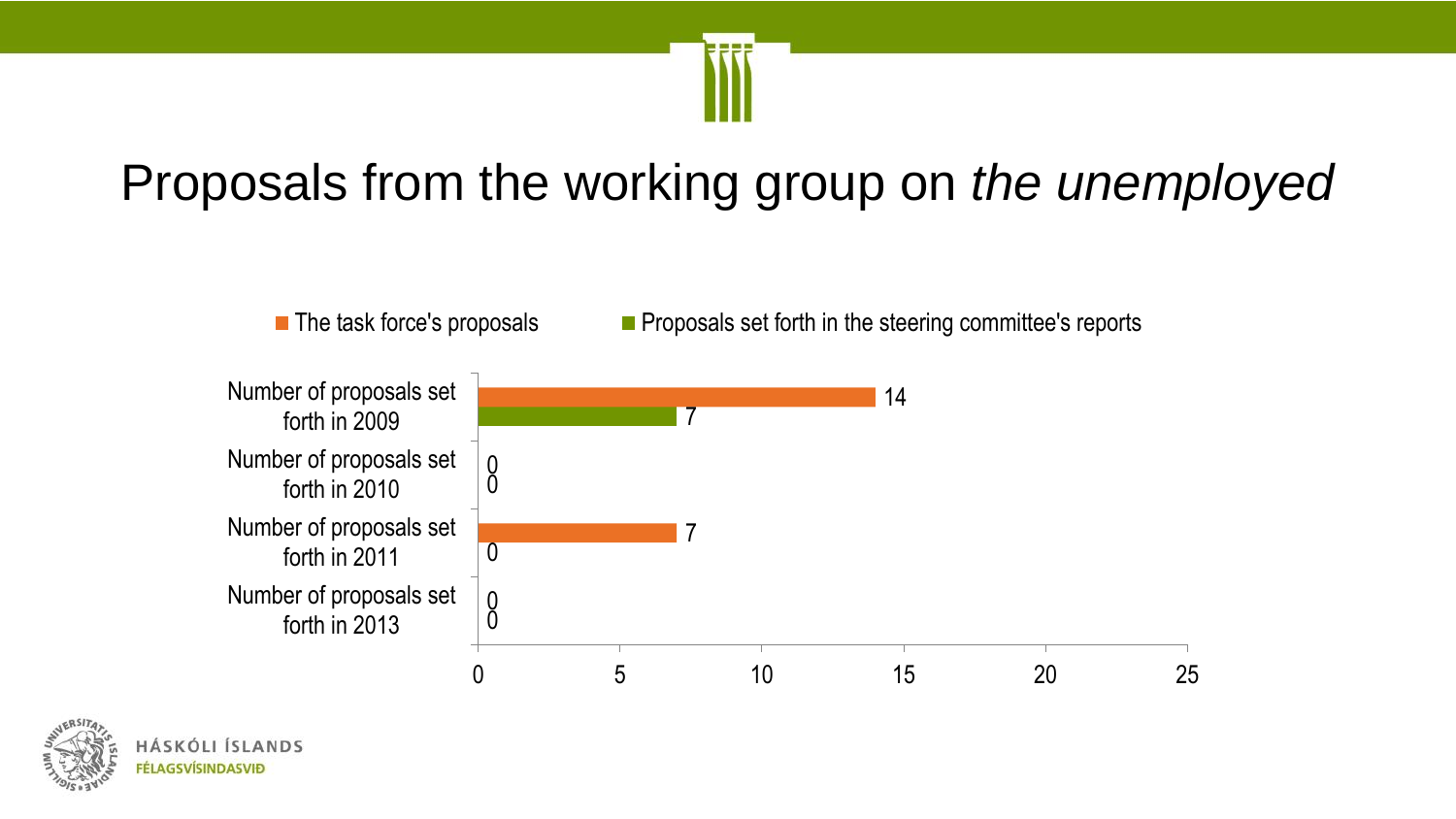# Proposals from the working group on *the unemployed*

| | The task force's proposals | Proposals set forth in the steering committee's reports |
|---|---|---|
| Number of proposals set forth in 2009 | 14 | 7 |
| Number of proposals set forth in 2010 | 0 | 0 |
| Number of proposals set forth in 2011 | 7 | 0 |
| Number of proposals set forth in 2013 | 0 | 0 |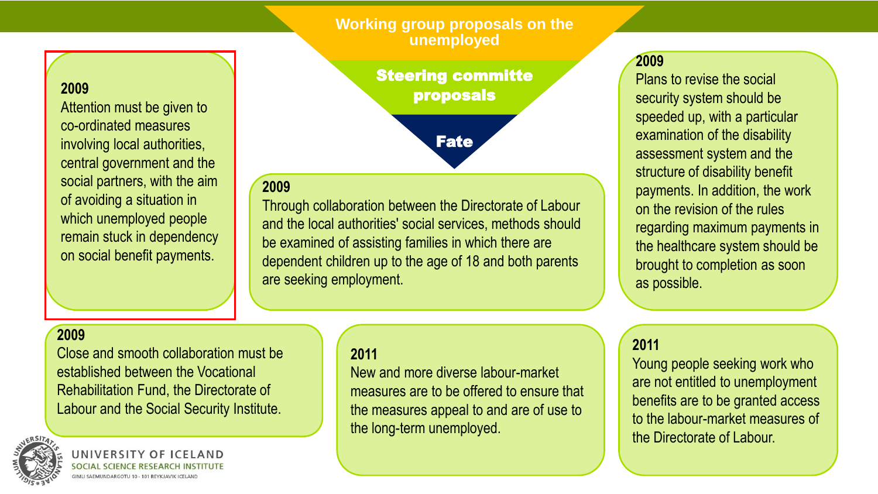# Working group proposals on the unemployed

## Steering committe proposals

## Fate

**2009**
Attention must be given to co-ordinated measures involving local authorities, central government and the social partners, with the aim of avoiding a situation in which unemployed people remain stuck in dependency on social benefit payments.

**2009**
Through collaboration between the Directorate of Labour and the local authorities' social services, methods should be examined of assisting families in which there are dependent children up to the age of 18 and both parents are seeking employment.

**2009**
Plans to revise the social security system should be speeded up, with a particular examination of the disability assessment system and the structure of disability benefit payments. In addition, the work on the revision of the rules regarding maximum payments in the healthcare system should be brought to completion as soon as possible.

**2009**
Close and smooth collaboration must be established between the Vocational Rehabilitation Fund, the Directorate of Labour and the Social Security Institute.

**2011**
New and more diverse labour-market measures are to be offered to ensure that the measures appeal to and are of use to the long-term unemployed.

**2011**
Young people seeking work who are not entitled to unemployment benefits are to be granted access to the labour-market measures of the Directorate of Labour.

UNIVERSITY OF ICELAND
SOCIAL SCIENCE RESEARCH INSTITUTE
GIMLI SAEMUNDARGOTU 10 - 101 REYKJAVIK ICELAND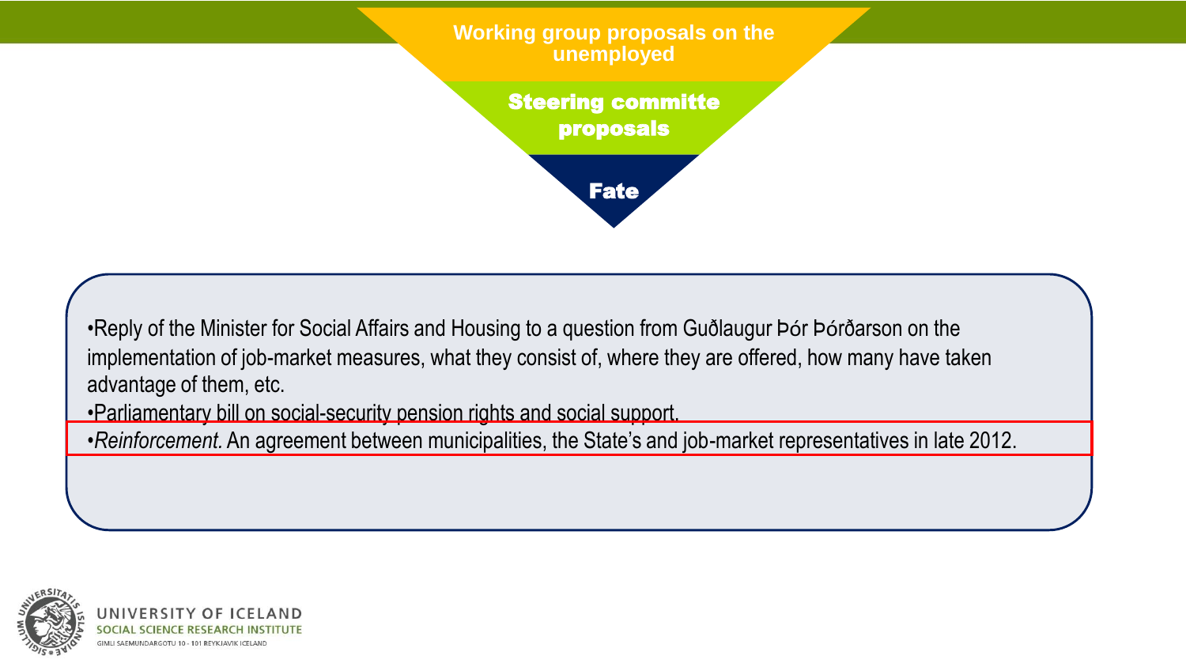## Working group proposals on the unemployed

### Steering committe proposals

### Fate

- Reply of the Minister for Social Affairs and Housing to a question from Guðlaugur Þór Þórðarson on the implementation of job-market measures, what they consist of, where they are offered, how many have taken advantage of them, etc.
- Parliamentary bill on social-security pension rights and social support.
- *Reinforcement.* An agreement between municipalities, the State's and job-market representatives in late 2012.

UNIVERSITY OF ICELAND
SOCIAL SCIENCE RESEARCH INSTITUTE
GIMLI SAEMUNDARGOTU 10 - 101 REYKJAVIK ICELAND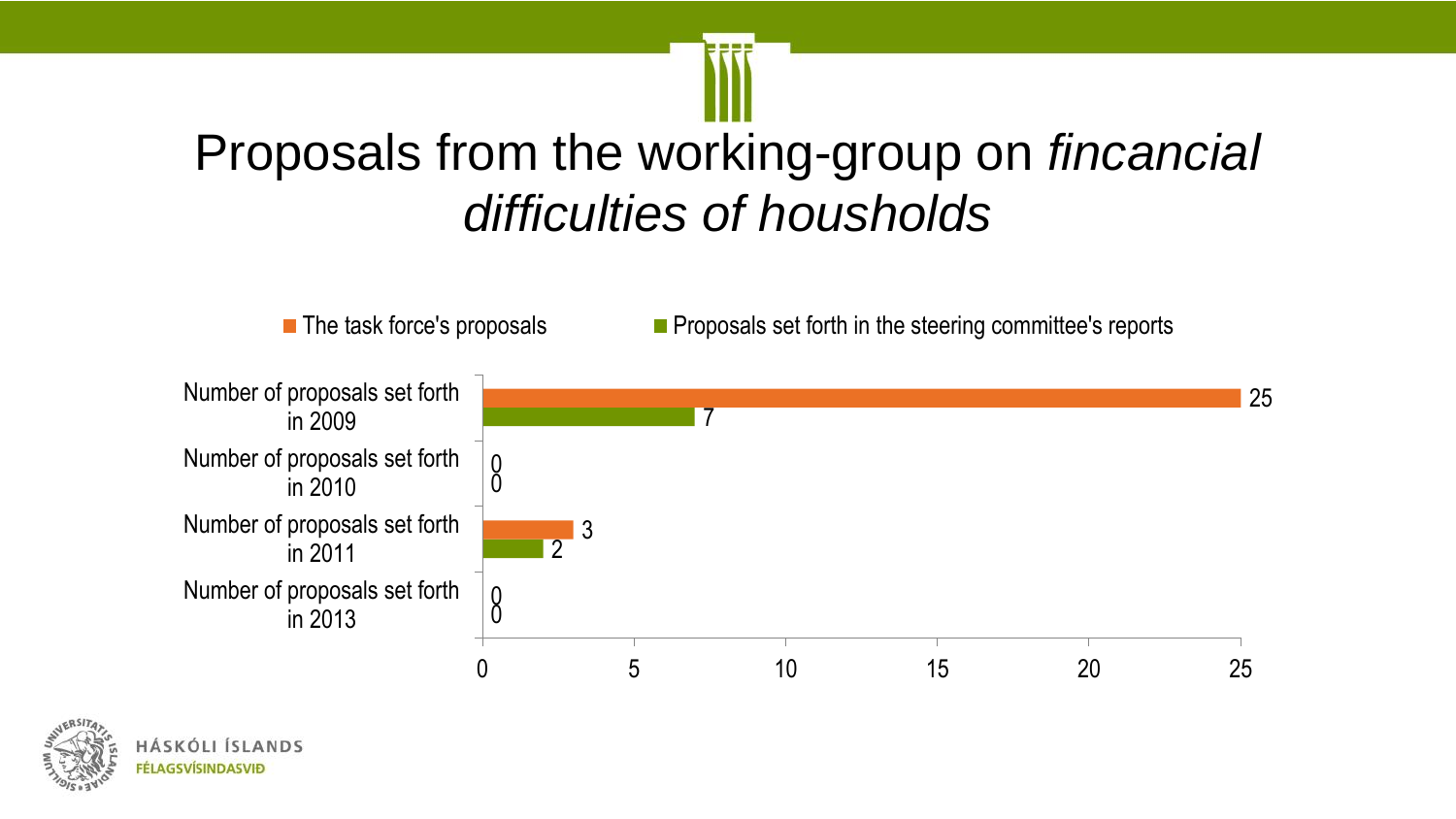# Proposals from the working-group on *fincancial difficulties of housholds*

| | The task force's proposals | Proposals set forth in the steering committee's reports |
| --- | --- | --- |
| Number of proposals set forth in 2009 | 25 | 7 |
| Number of proposals set forth in 2010 | 0 | 0 |
| Number of proposals set forth in 2011 | 3 | 2 |
| Number of proposals set forth in 2013 | 0 | 0 |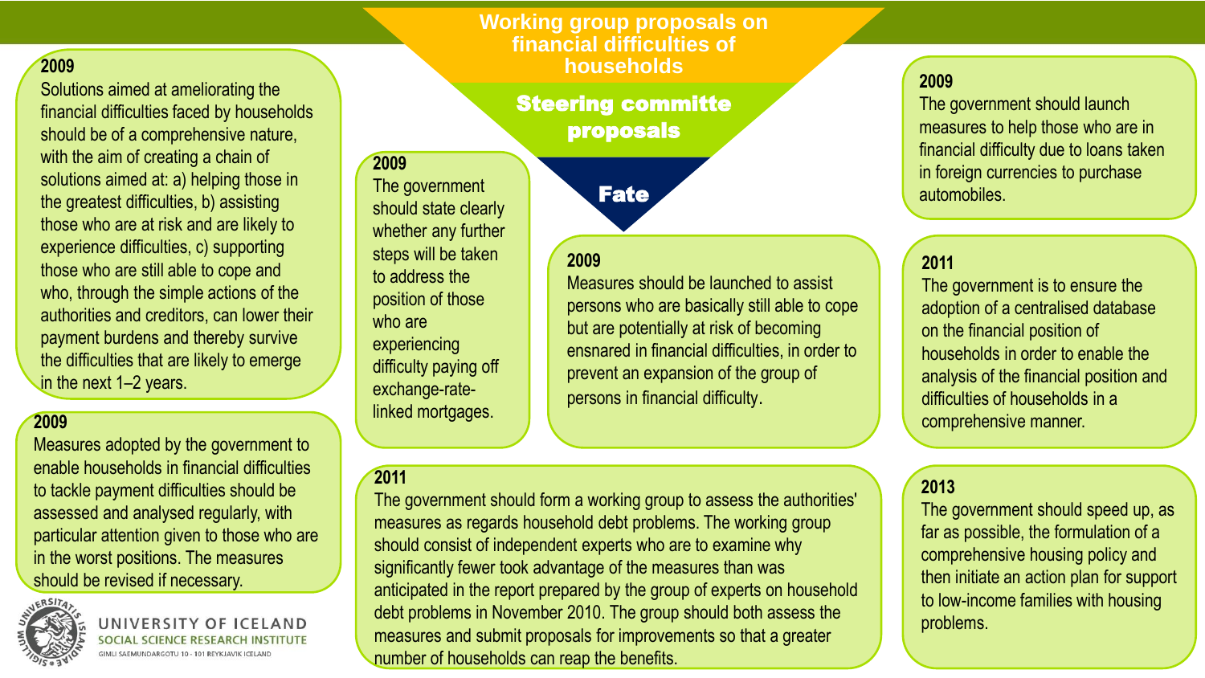# Working group proposals on financial difficulties of households

## Steering committe proposals

### Fate

**2009**
Solutions aimed at ameliorating the financial difficulties faced by households should be of a comprehensive nature, with the aim of creating a chain of solutions aimed at: a) helping those in the greatest difficulties, b) assisting those who are at risk and are likely to experience difficulties, c) supporting those who are still able to cope and who, through the simple actions of the authorities and creditors, can lower their payment burdens and thereby survive the difficulties that are likely to emerge in the next 1–2 years.

**2009**
Measures adopted by the government to enable households in financial difficulties to tackle payment difficulties should be assessed and analysed regularly, with particular attention given to those who are in the worst positions. The measures should be revised if necessary.

**2009**
The government should state clearly whether any further steps will be taken to address the position of those who are experiencing difficulty paying off exchange-rate-linked mortgages.

**2009**
Measures should be launched to assist persons who are basically still able to cope but are potentially at risk of becoming ensnared in financial difficulties, in order to prevent an expansion of the group of persons in financial difficulty.

**2011**
The government should form a working group to assess the authorities' measures as regards household debt problems. The working group should consist of independent experts who are to examine why significantly fewer took advantage of the measures than was anticipated in the report prepared by the group of experts on household debt problems in November 2010. The group should both assess the measures and submit proposals for improvements so that a greater number of households can reap the benefits.

**2009**
The government should launch measures to help those who are in financial difficulty due to loans taken in foreign currencies to purchase automobiles.

**2011**
The government is to ensure the adoption of a centralised database on the financial position of households in order to enable the analysis of the financial position and difficulties of households in a comprehensive manner.

**2013**
The government should speed up, as far as possible, the formulation of a comprehensive housing policy and then initiate an action plan for support to low-income families with housing problems.

UNIVERSITY OF ICELAND
SOCIAL SCIENCE RESEARCH INSTITUTE
GIMLI SAEMUNDARGOTU 10 - 101 REYKJAVIK ICELAND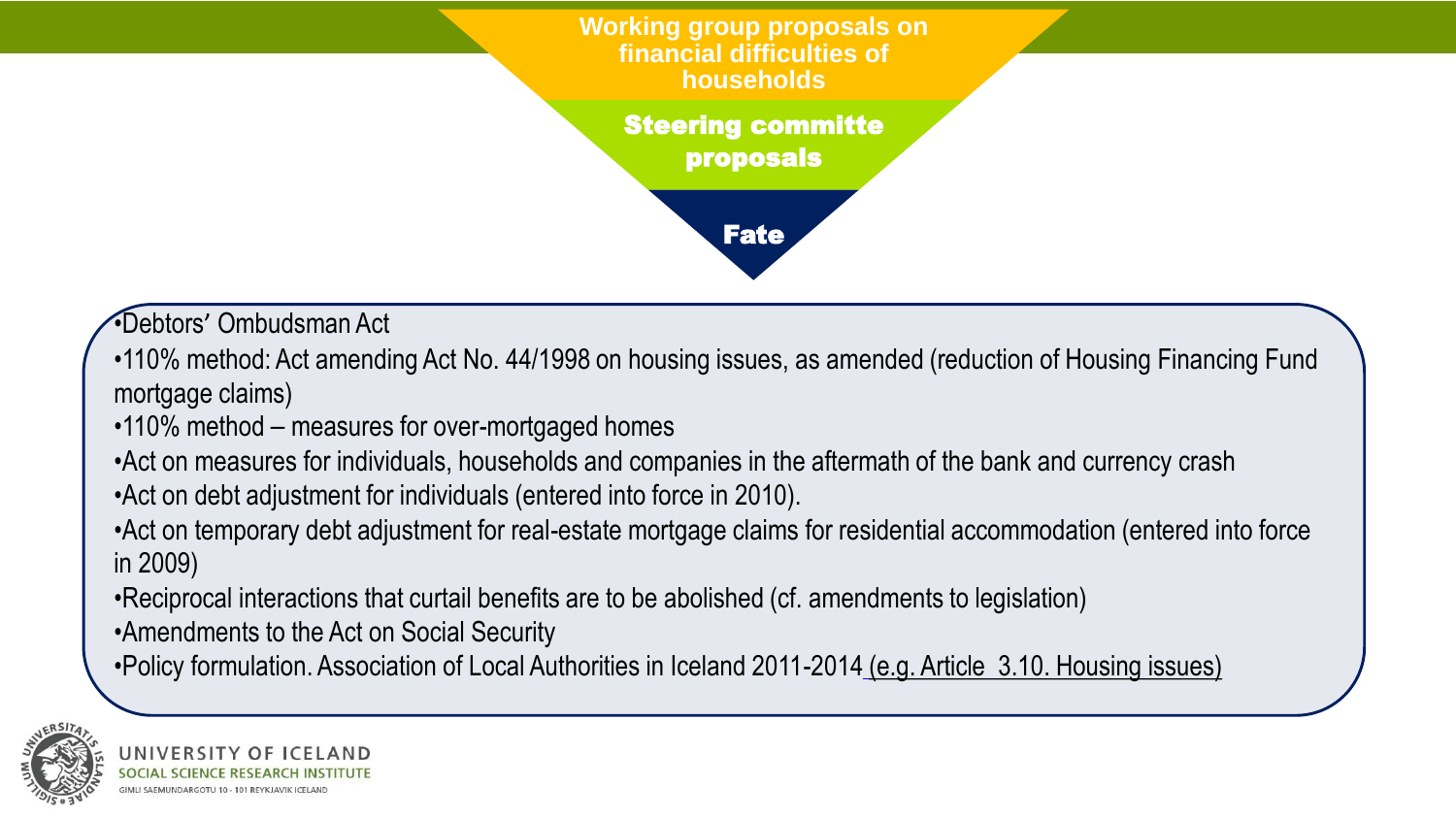# Working group proposals on financial difficulties of households

## Steering committe proposals

### Fate

- Debtors’ Ombudsman Act
- 110% method: Act amending Act No. 44/1998 on housing issues, as amended (reduction of Housing Financing Fund mortgage claims)
- 110% method – measures for over-mortgaged homes
- Act on measures for individuals, households and companies in the aftermath of the bank and currency crash
- Act on debt adjustment for individuals (entered into force in 2010).
- Act on temporary debt adjustment for real-estate mortgage claims for residential accommodation (entered into force in 2009)
- Reciprocal interactions that curtail benefits are to be abolished (cf. amendments to legislation)
- Amendments to the Act on Social Security
- Policy formulation. Association of Local Authorities in Iceland 2011-2014 (e.g. Article 3.10. Housing issues)

UNIVERSITY OF ICELAND
SOCIAL SCIENCE RESEARCH INSTITUTE
GIMLI SAEMUNDARGOTU 10 - 101 REYKJAVIK ICELAND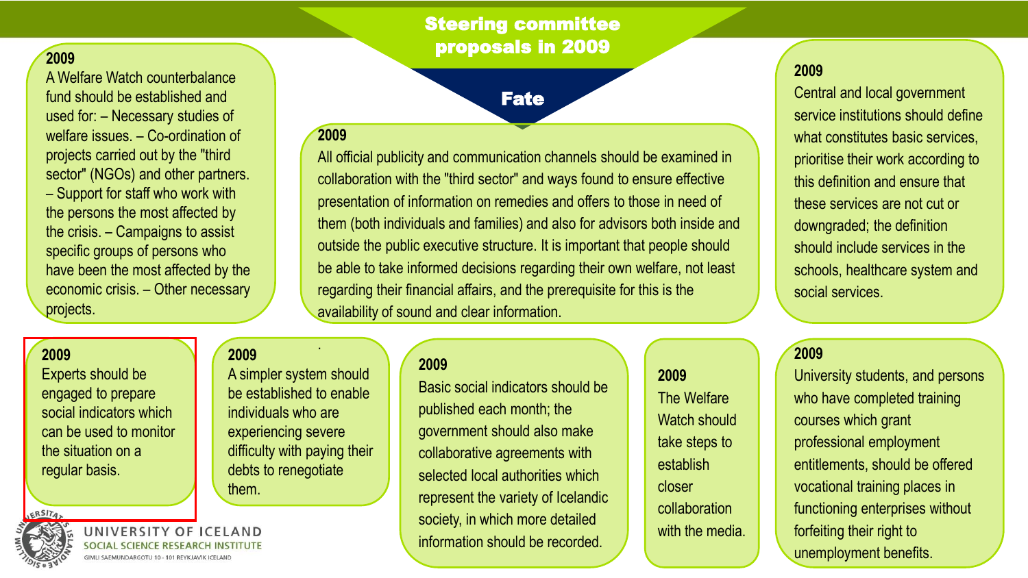# Steering committee proposals in 2009

## Fate

**2009**
A Welfare Watch counterbalance fund should be established and used for: – Necessary studies of welfare issues. – Co-ordination of projects carried out by the "third sector" (NGOs) and other partners. – Support for staff who work with the persons the most affected by the crisis. – Campaigns to assist specific groups of persons who have been the most affected by the economic crisis. – Other necessary projects.

**2009**
All official publicity and communication channels should be examined in collaboration with the "third sector" and ways found to ensure effective presentation of information on remedies and offers to those in need of them (both individuals and families) and also for advisors both inside and outside the public executive structure. It is important that people should be able to take informed decisions regarding their own welfare, not least regarding their financial affairs, and the prerequisite for this is the availability of sound and clear information.

**2009**
Central and local government service institutions should define what constitutes basic services, prioritise their work according to this definition and ensure that these services are not cut or downgraded; the definition should include services in the schools, healthcare system and social services.

**2009**
Experts should be engaged to prepare social indicators which can be used to monitor the situation on a regular basis.

**2009**
A simpler system should be established to enable individuals who are experiencing severe difficulty with paying their debts to renegotiate them.

**2009**
Basic social indicators should be published each month; the government should also make collaborative agreements with selected local authorities which represent the variety of Icelandic society, in which more detailed information should be recorded.

**2009**
The Welfare Watch should take steps to establish closer collaboration with the media.

**2009**
University students, and persons who have completed training courses which grant professional employment entitlements, should be offered vocational training places in functioning enterprises without forfeiting their right to unemployment benefits.

UNIVERSITY OF ICELAND
SOCIAL SCIENCE RESEARCH INSTITUTE
GIMLI SAEMUNDARGOTU 10 - 101 REYKJAVIK ICELAND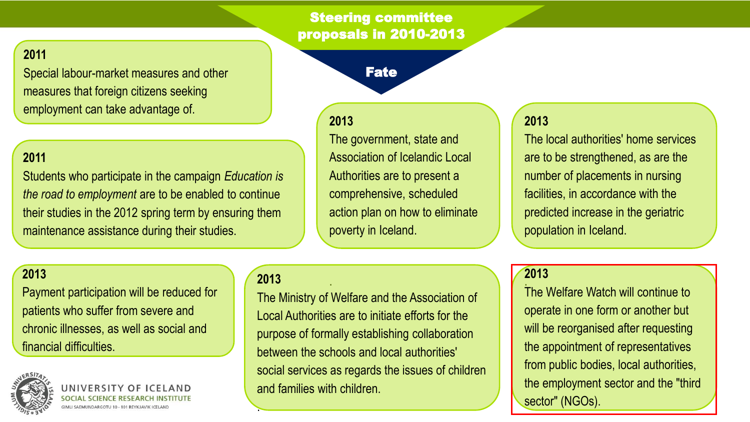# Steering committee proposals in 2010-2013

## Fate

**2011**
Special labour-market measures and other measures that foreign citizens seeking employment can take advantage of.

**2011**
Students who participate in the campaign *Education is the road to employment* are to be enabled to continue their studies in the 2012 spring term by ensuring them maintenance assistance during their studies.

**2013**
The government, state and Association of Icelandic Local Authorities are to present a comprehensive, scheduled action plan on how to eliminate poverty in Iceland.

**2013**
The local authorities' home services are to be strengthened, as are the number of placements in nursing facilities, in accordance with the predicted increase in the geriatric population in Iceland.

**2013**
Payment participation will be reduced for patients who suffer from severe and chronic illnesses, as well as social and financial difficulties.

**2013**
The Ministry of Welfare and the Association of Local Authorities are to initiate efforts for the purpose of formally establishing collaboration between the schools and local authorities' social services as regards the issues of children and families with children.

**2013**
The Welfare Watch will continue to operate in one form or another but will be reorganised after requesting the appointment of representatives from public bodies, local authorities, the employment sector and the "third sector" (NGOs).

UNIVERSITY OF ICELAND
SOCIAL SCIENCE RESEARCH INSTITUTE
GIMLI SAEMUNDARGOTU 10 - 101 REYKJAVIK ICELAND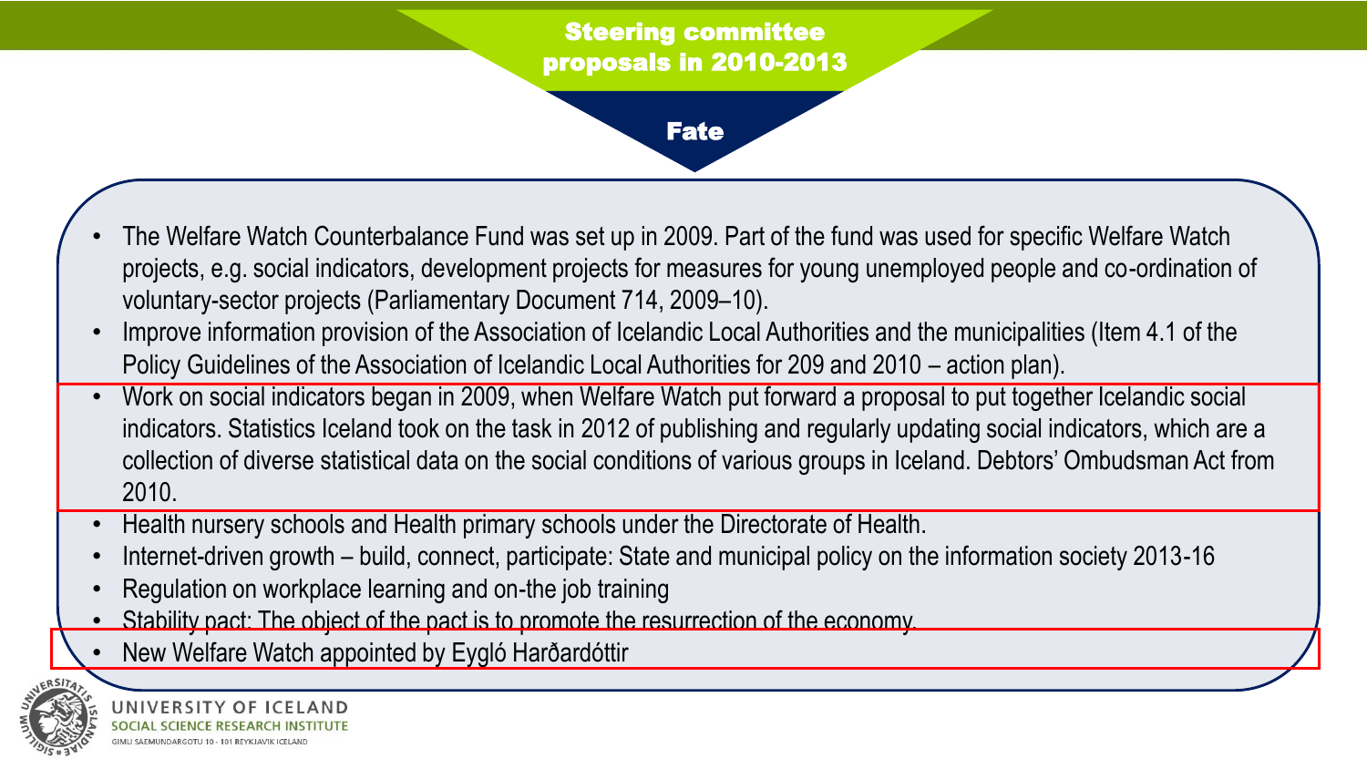## Steering committee proposals in 2010-2013

### Fate

- The Welfare Watch Counterbalance Fund was set up in 2009. Part of the fund was used for specific Welfare Watch projects, e.g. social indicators, development projects for measures for young unemployed people and co-ordination of voluntary-sector projects (Parliamentary Document 714, 2009–10).
- Improve information provision of the Association of Icelandic Local Authorities and the municipalities (Item 4.1 of the Policy Guidelines of the Association of Icelandic Local Authorities for 209 and 2010 – action plan).
- Work on social indicators began in 2009, when Welfare Watch put forward a proposal to put together Icelandic social indicators. Statistics Iceland took on the task in 2012 of publishing and regularly updating social indicators, which are a collection of diverse statistical data on the social conditions of various groups in Iceland. Debtors' Ombudsman Act from 2010.
- Health nursery schools and Health primary schools under the Directorate of Health.
- Internet-driven growth – build, connect, participate: State and municipal policy on the information society 2013-16
- Regulation on workplace learning and on-the job training
- Stability pact: The object of the pact is to promote the resurrection of the economy.
- New Welfare Watch appointed by Eygló Harðardóttir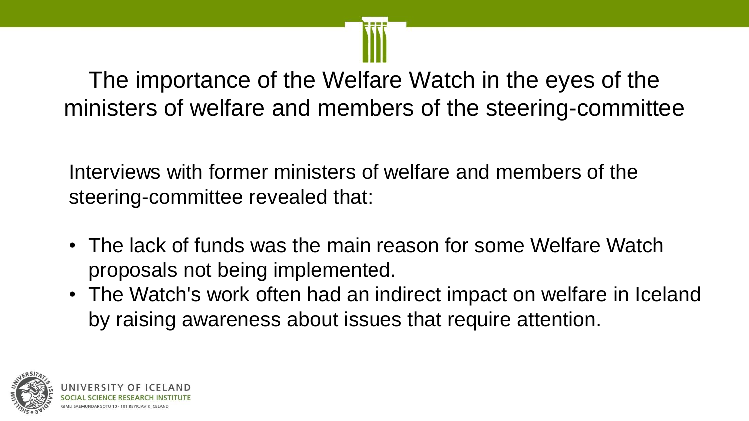# The importance of the Welfare Watch in the eyes of the ministers of welfare and members of the steering-committee

Interviews with former ministers of welfare and members of the steering-committee revealed that:

- The lack of funds was the main reason for some Welfare Watch proposals not being implemented.
- The Watch's work often had an indirect impact on welfare in Iceland by raising awareness about issues that require attention.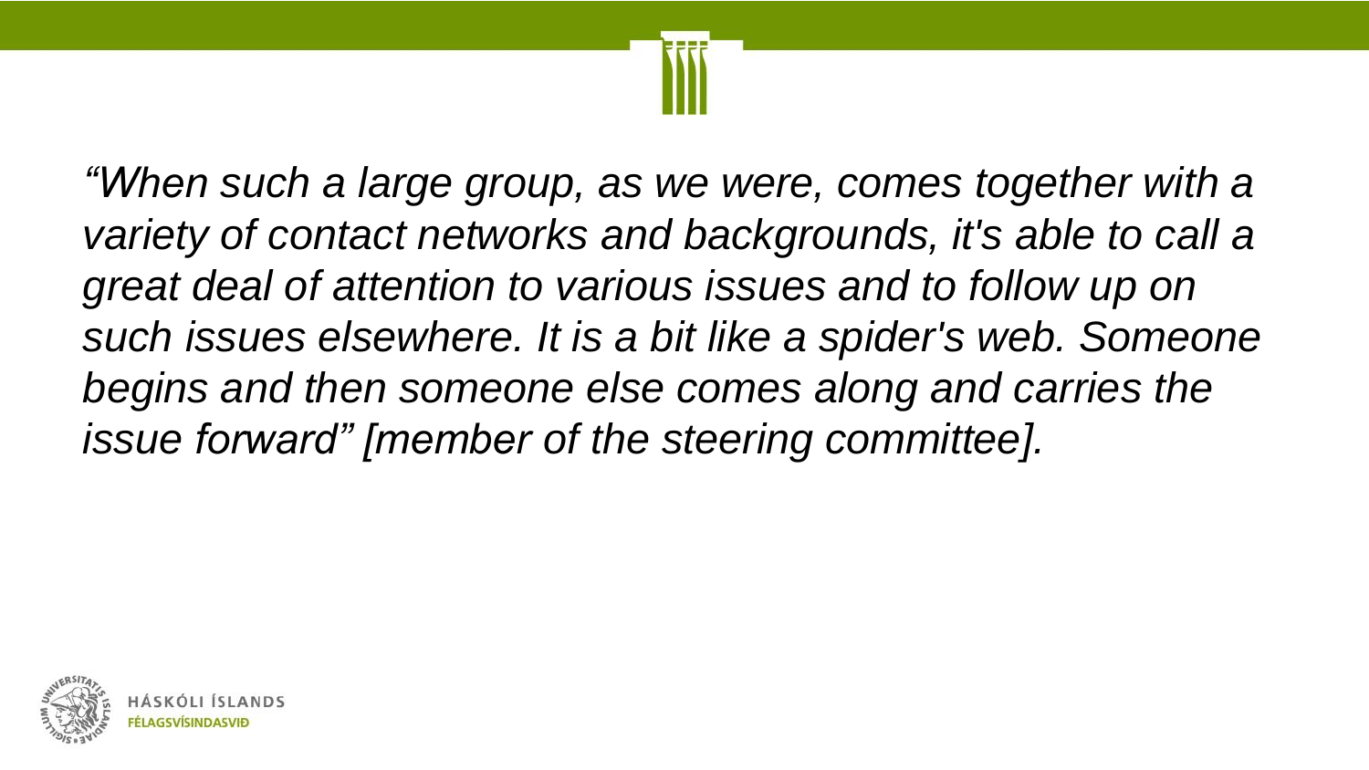*“When such a large group, as we were, comes together with a variety of contact networks and backgrounds, it's able to call a great deal of attention to various issues and to follow up on such issues elsewhere. It is a bit like a spider's web. Someone begins and then someone else comes along and carries the issue forward” [member of the steering committee].*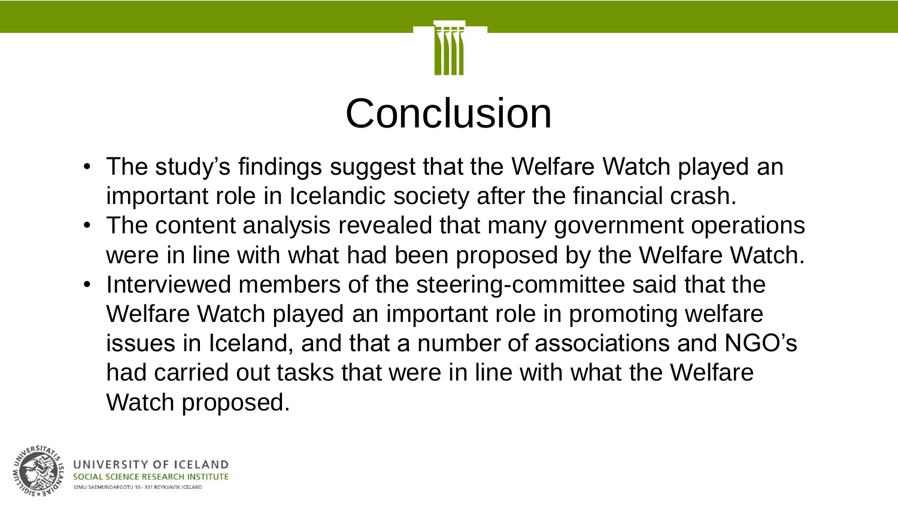# Conclusion

- The study's findings suggest that the Welfare Watch played an important role in Icelandic society after the financial crash.
- The content analysis revealed that many government operations were in line with what had been proposed by the Welfare Watch.
- Interviewed members of the steering-committee said that the Welfare Watch played an important role in promoting welfare issues in Iceland, and that a number of associations and NGO's had carried out tasks that were in line with what the Welfare Watch proposed.

UNIVERSITY OF ICELAND
SOCIAL SCIENCE RESEARCH INSTITUTE
GIMLI SAEMUNDARGOTU 10 · 101 REYKJAVIK ICELAND